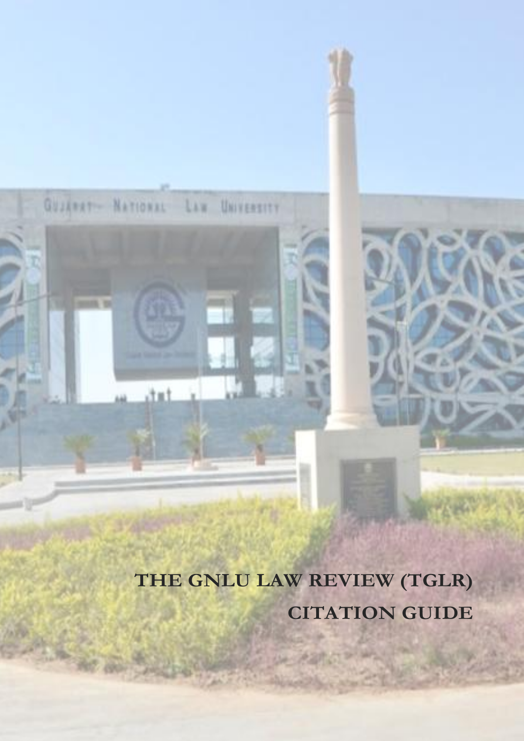# THE GNLU LAW REVIEW (TGLR)

# CITATION GUIDE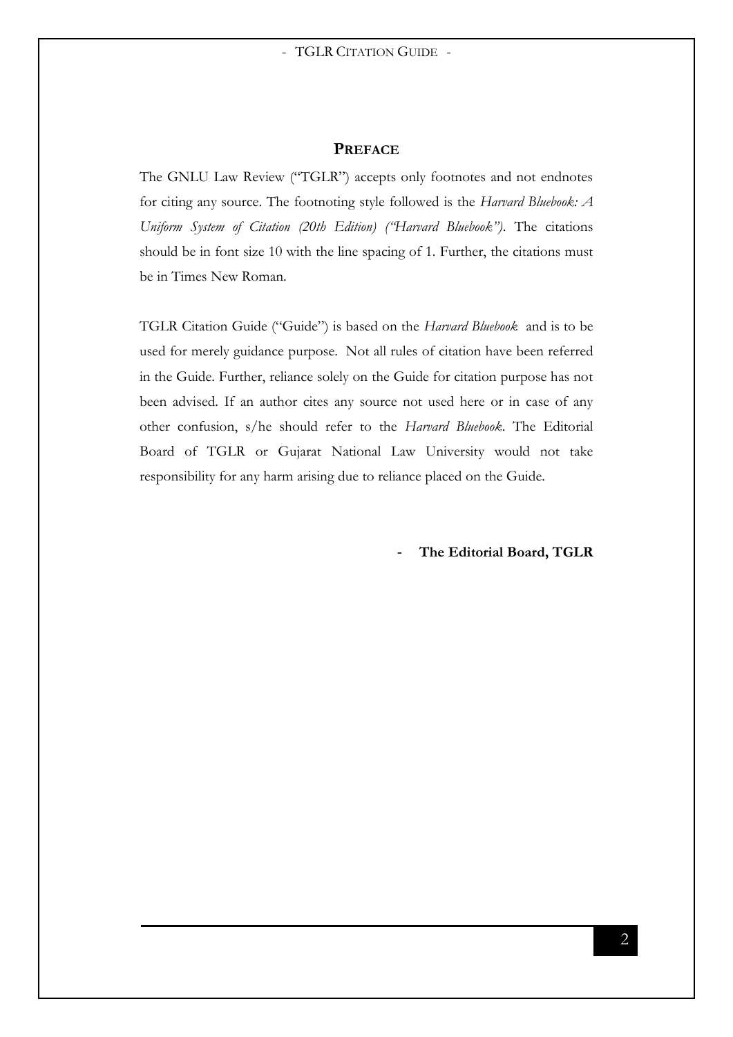## PREFACE

The GNLU Law Review ("TGLR") accepts only footnotes and not endnotes for citing any source. The footnoting style followed is the *Harvard Bluebook: A Uniform System of Citation (20th Edition) ("Harvard Bluebook")*. The citations should be in font size 10 with the line spacing of 1. Further, the citations must be in Times New Roman.

TGLR Citation Guide ("Guide") is based on the *Harvard Bluebook* and is to be used for merely guidance purpose. Not all rules of citation have been referred in the Guide. Further, reliance solely on the Guide for citation purpose has not been advised. If an author cites any source not used here or in case of any other confusion, s/he should refer to the *Harvard Bluebook*. The Editorial Board of TGLR or Gujarat National Law University would not take responsibility for any harm arising due to reliance placed on the Guide.

**- The Editorial Board, TGLR**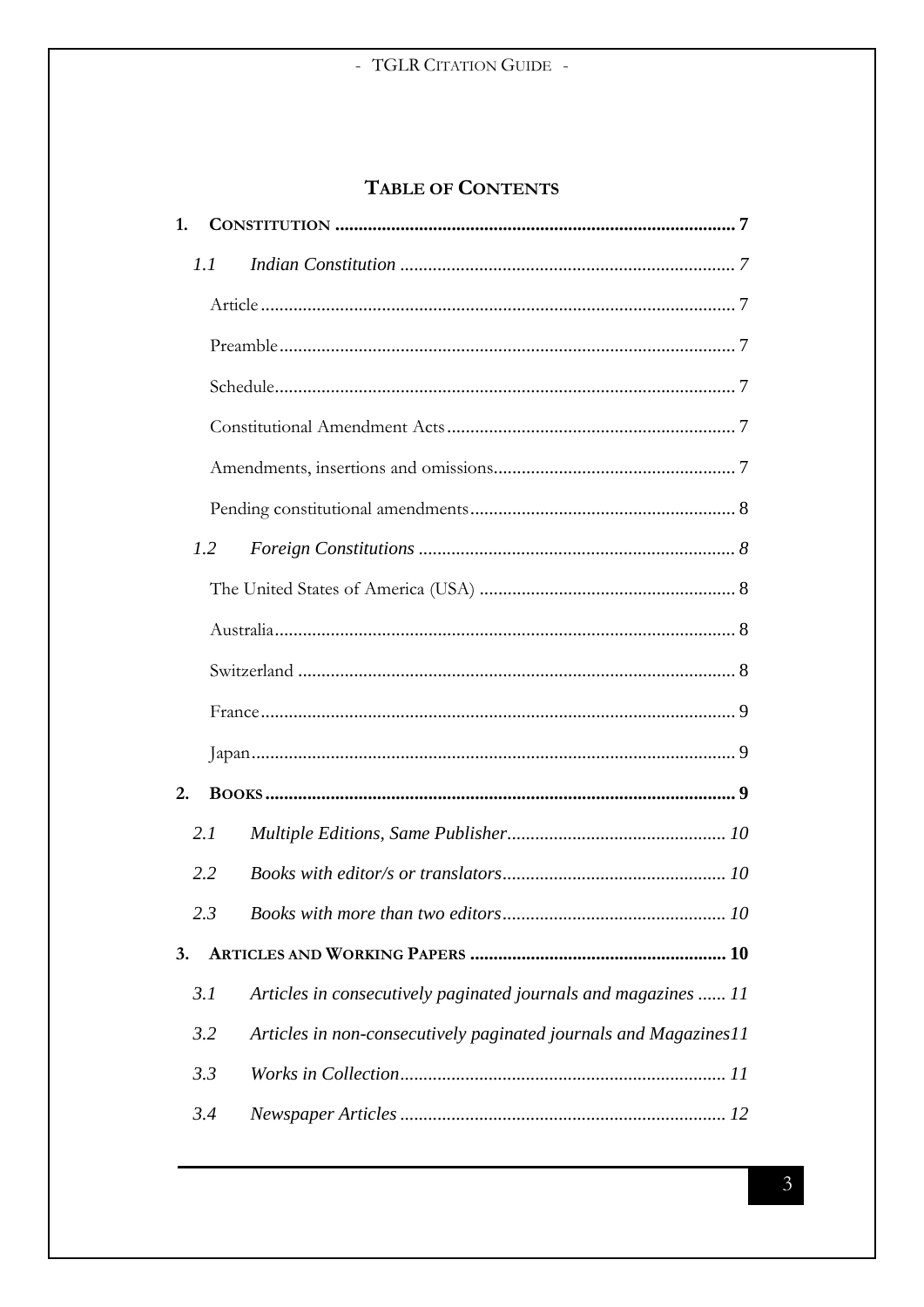# TABLE OF CONTENTS

**1. CONSTITUTION** .......... **7**

*1.1 Indian Constitution* .......... *7*

Article .......... 7

Preamble .......... 7

Schedule .......... 7

Constitutional Amendment Acts .......... 7

Amendments, insertions and omissions .......... 7

Pending constitutional amendments .......... 8

*1.2 Foreign Constitutions* .......... *8*

The United States of America (USA) .......... 8

Australia .......... 8

Switzerland .......... 8

France .......... 9

Japan .......... 9

**2. BOOKS** .......... **9**

*2.1 Multiple Editions, Same Publisher* .......... *10*

*2.2 Books with editor/s or translators* .......... *10*

*2.3 Books with more than two editors* .......... *10*

**3. ARTICLES AND WORKING PAPERS** .......... **10**

*3.1 Articles in consecutively paginated journals and magazines* .......... *11*

*3.2 Articles in non-consecutively paginated journals and Magazines* .......... *11*

*3.3 Works in Collection* .......... *11*

*3.4 Newspaper Articles* .......... *12*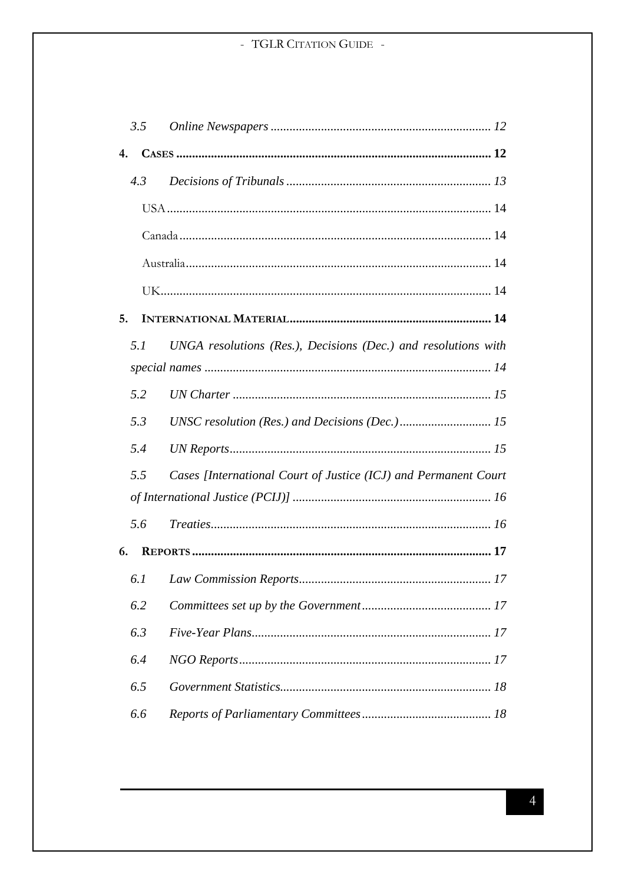*3.5 Online Newspapers* ..................................................................... *12*

**4. CASES** ..................................................................................................... **12**

*4.3 Decisions of Tribunals* ................................................................. *13*

USA ......................................................................................................... 14

Canada ..................................................................................................... 14

Australia ................................................................................................... 14

UK ........................................................................................................... 14

**5. INTERNATIONAL MATERIAL** ................................................................. **14**

*5.1 UNGA resolutions (Res.), Decisions (Dec.) and resolutions with special names* .......................................................................................... *14*

*5.2 UN Charter* .................................................................................. *15*

*5.3 UNSC resolution (Res.) and Decisions (Dec.)* ............................. *15*

*5.4 UN Reports* ................................................................................... *15*

*5.5 Cases [International Court of Justice (ICJ) and Permanent Court of International Justice (PCIJ)]* ............................................................... *16*

*5.6 Treaties* ......................................................................................... *16*

**6. REPORTS** ................................................................................................. **17**

*6.1 Law Commission Reports* ............................................................. *17*

*6.2 Committees set up by the Government* ......................................... *17*

*6.3 Five-Year Plans* ............................................................................. *17*

*6.4 NGO Reports* ................................................................................ *17*

*6.5 Government Statistics* ................................................................... *18*

*6.6 Reports of Parliamentary Committees* ......................................... *18*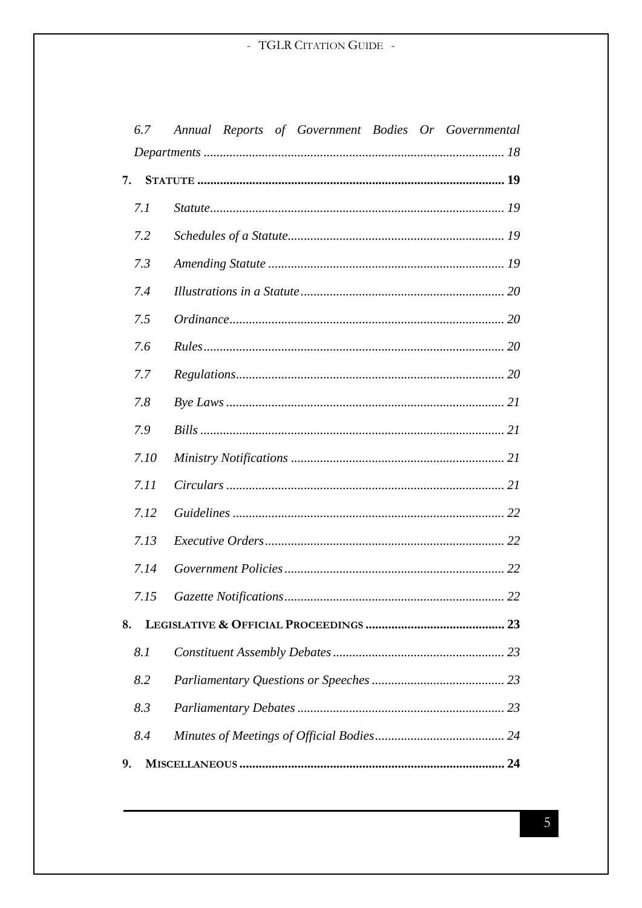*6.7 Annual Reports of Government Bodies Or Governmental Departments* ........ *18*

**7. STATUTE** ........ **19**

*7.1 Statute* ........ *19*

*7.2 Schedules of a Statute* ........ *19*

*7.3 Amending Statute* ........ *19*

*7.4 Illustrations in a Statute* ........ *20*

*7.5 Ordinance* ........ *20*

*7.6 Rules* ........ *20*

*7.7 Regulations* ........ *20*

*7.8 Bye Laws* ........ *21*

*7.9 Bills* ........ *21*

*7.10 Ministry Notifications* ........ *21*

*7.11 Circulars* ........ *21*

*7.12 Guidelines* ........ *22*

*7.13 Executive Orders* ........ *22*

*7.14 Government Policies* ........ *22*

*7.15 Gazette Notifications* ........ *22*

**8. LEGISLATIVE & OFFICIAL PROCEEDINGS** ........ **23**

*8.1 Constituent Assembly Debates* ........ *23*

*8.2 Parliamentary Questions or Speeches* ........ *23*

*8.3 Parliamentary Debates* ........ *23*

*8.4 Minutes of Meetings of Official Bodies* ........ *24*

**9. MISCELLANEOUS** ........ **24**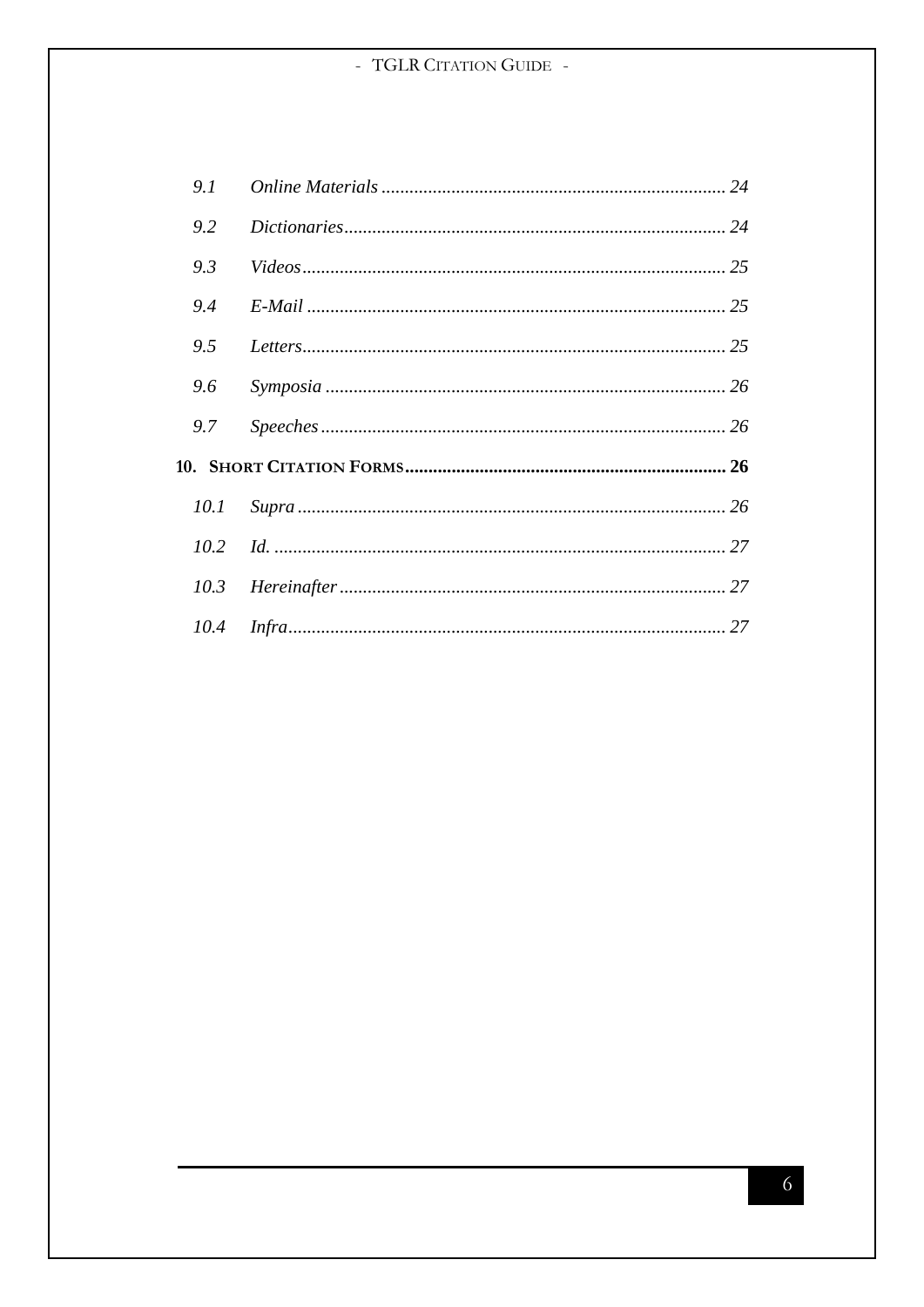*9.1 Online Materials* .......................................................................... *24*

*9.2 Dictionaries* .................................................................................. *24*

*9.3 Videos* ........................................................................................... *25*

*9.4 E-Mail* .......................................................................................... *25*

*9.5 Letters* ........................................................................................... *25*

*9.6 Symposia* ...................................................................................... *26*

*9.7 Speeches* ....................................................................................... *26*

**10. SHORT CITATION FORMS** ..................................................................... **26**

*10.1 Supra* ............................................................................................ *26*

*10.2 Id.* ................................................................................................. *27*

*10.3 Hereinafter* ................................................................................... *27*

*10.4 Infra* .............................................................................................. *27*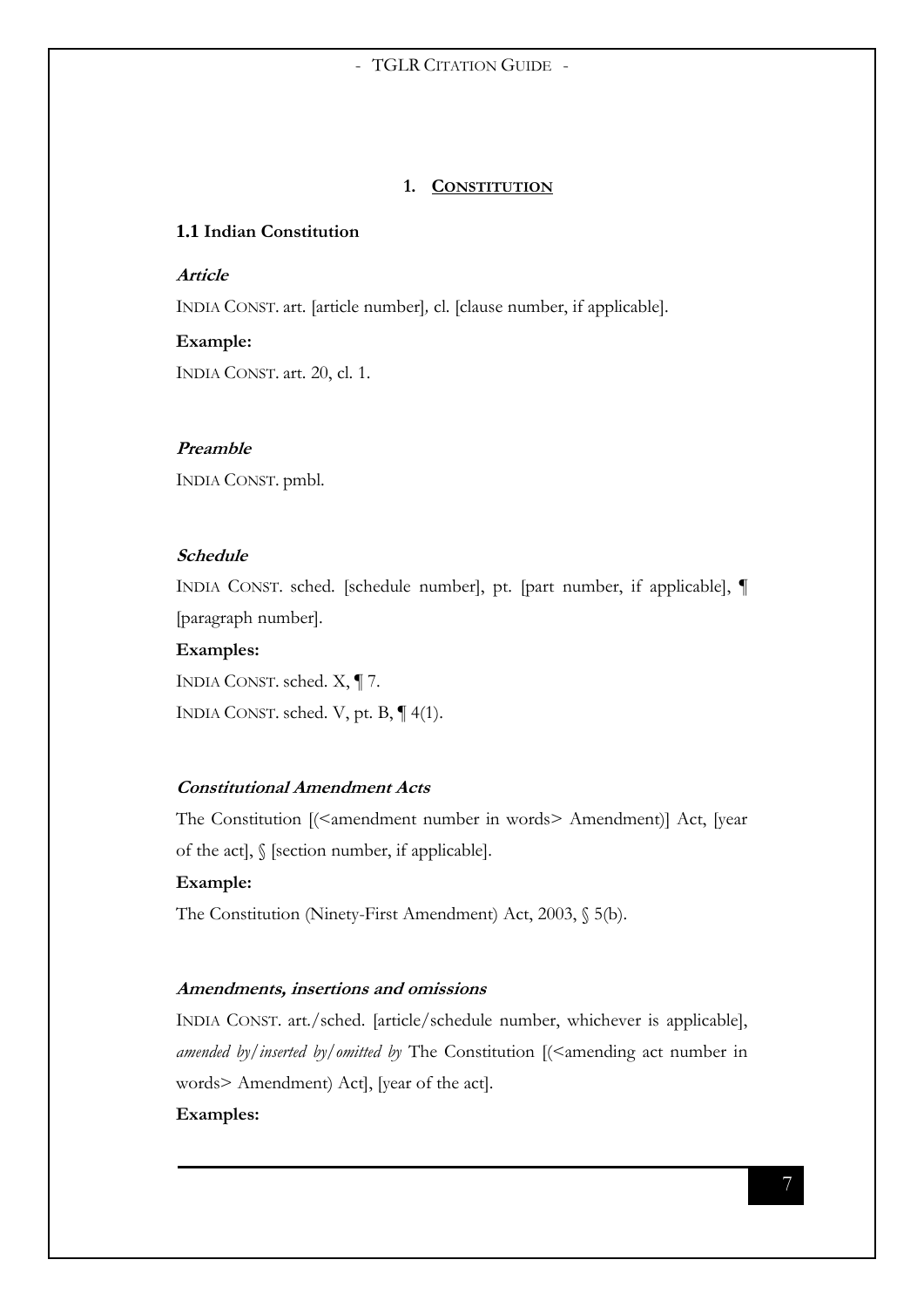# 1. CONSTITUTION

## 1.1 Indian Constitution

### *Article*

INDIA CONST. art. [article number], cl. [clause number, if applicable].

**Example:**

INDIA CONST. art. 20, cl. 1.

### *Preamble*

INDIA CONST. pmbl.

### *Schedule*

INDIA CONST. sched. [schedule number], pt. [part number, if applicable], ¶ [paragraph number].

**Examples:**

INDIA CONST. sched. X, ¶ 7.

INDIA CONST. sched. V, pt. B, ¶ 4(1).

### *Constitutional Amendment Acts*

The Constitution [(<amendment number in words> Amendment)] Act, [year of the act], § [section number, if applicable].

**Example:**

The Constitution (Ninety-First Amendment) Act, 2003, § 5(b).

### *Amendments, insertions and omissions*

INDIA CONST. art./sched. [article/schedule number, whichever is applicable], *amended by/inserted by/omitted by* The Constitution [(<amending act number in words> Amendment) Act], [year of the act].

**Examples:**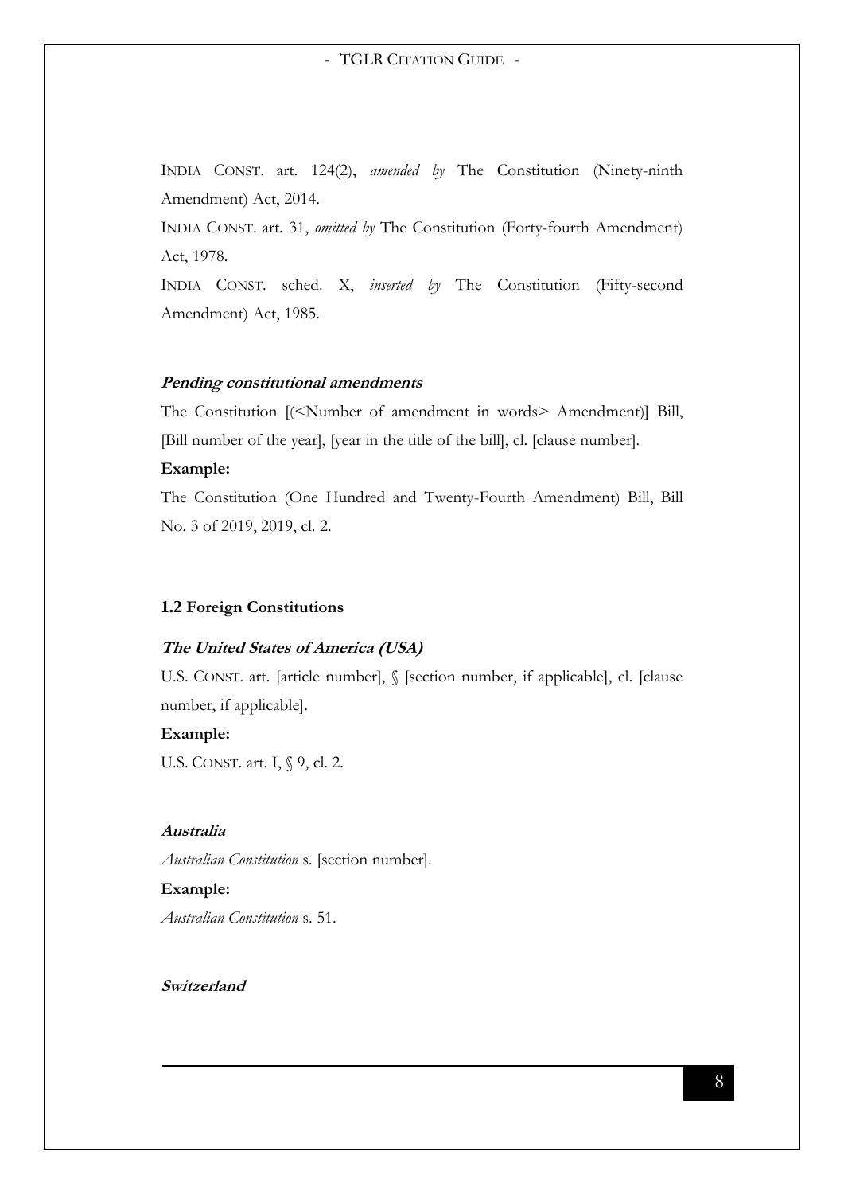INDIA CONST. art. 124(2), *amended by* The Constitution (Ninety-ninth Amendment) Act, 2014.

INDIA CONST. art. 31, *omitted by* The Constitution (Forty-fourth Amendment) Act, 1978.

INDIA CONST. sched. X, *inserted by* The Constitution (Fifty-second Amendment) Act, 1985.

***Pending constitutional amendments***

The Constitution [(<Number of amendment in words> Amendment)] Bill, [Bill number of the year], [year in the title of the bill], cl. [clause number].

**Example:**

The Constitution (One Hundred and Twenty-Fourth Amendment) Bill, Bill No. 3 of 2019, 2019, cl. 2.

### 1.2 Foreign Constitutions

***The United States of America (USA)***

U.S. CONST. art. [article number], § [section number, if applicable], cl. [clause number, if applicable].

**Example:**

U.S. CONST. art. I, § 9, cl. 2.

***Australia***

*Australian Constitution* s. [section number].

**Example:**

*Australian Constitution* s. 51.

***Switzerland***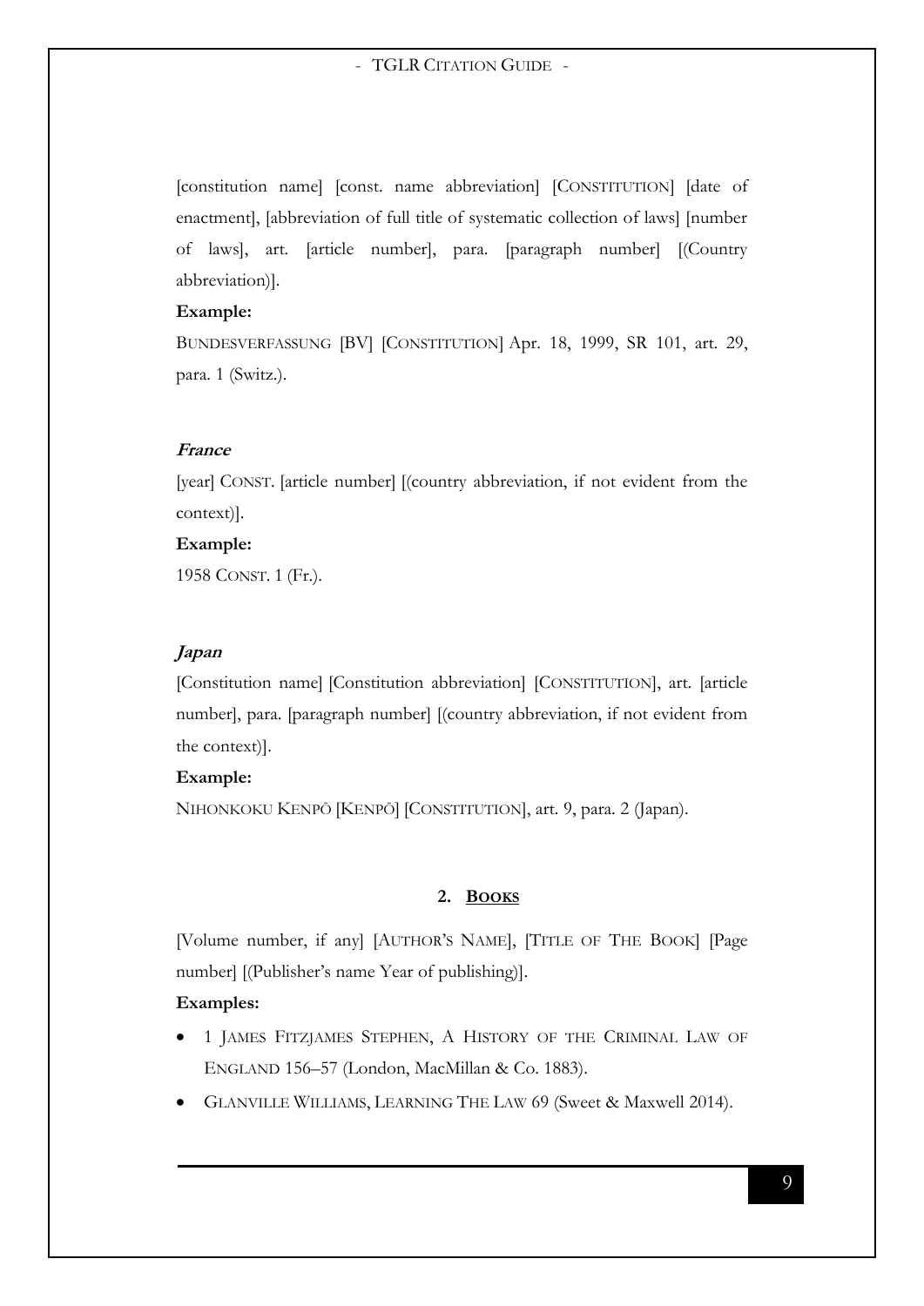[constitution name] [const. name abbreviation] [CONSTITUTION] [date of enactment], [abbreviation of full title of systematic collection of laws] [number of laws], art. [article number], para. [paragraph number] [(Country abbreviation)].

**Example:**

BUNDESVERFASSUNG [BV] [CONSTITUTION] Apr. 18, 1999, SR 101, art. 29, para. 1 (Switz.).

***France***

[year] CONST. [article number] [(country abbreviation, if not evident from the context)].

**Example:**

1958 CONST. 1 (Fr.).

***Japan***

[Constitution name] [Constitution abbreviation] [CONSTITUTION], art. [article number], para. [paragraph number] [(country abbreviation, if not evident from the context)].

**Example:**

NIHONKOKU KENPŌ [KENPŌ] [CONSTITUTION], art. 9, para. 2 (Japan).

## 2. BOOKS

[Volume number, if any] [AUTHOR'S NAME], [TITLE OF THE BOOK] [Page number] [(Publisher's name Year of publishing)].

**Examples:**

- 1 JAMES FITZJAMES STEPHEN, A HISTORY OF THE CRIMINAL LAW OF ENGLAND 156–57 (London, MacMillan & Co. 1883).
- GLANVILLE WILLIAMS, LEARNING THE LAW 69 (Sweet & Maxwell 2014).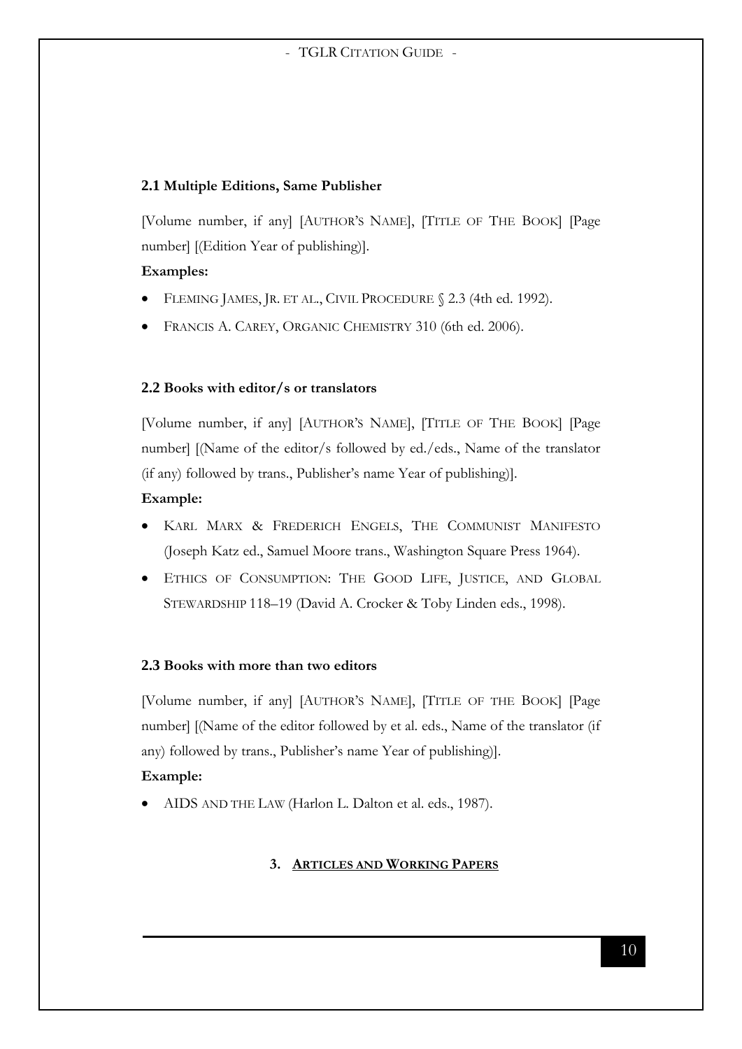### 2.1 Multiple Editions, Same Publisher

[Volume number, if any] [AUTHOR'S NAME], [TITLE OF THE BOOK] [Page number] [(Edition Year of publishing)].

**Examples:**

- FLEMING JAMES, JR. ET AL., CIVIL PROCEDURE § 2.3 (4th ed. 1992).
- FRANCIS A. CAREY, ORGANIC CHEMISTRY 310 (6th ed. 2006).

### 2.2 Books with editor/s or translators

[Volume number, if any] [AUTHOR'S NAME], [TITLE OF THE BOOK] [Page number] [(Name of the editor/s followed by ed./eds., Name of the translator (if any) followed by trans., Publisher's name Year of publishing)].

**Example:**

- KARL MARX & FREDERICH ENGELS, THE COMMUNIST MANIFESTO (Joseph Katz ed., Samuel Moore trans., Washington Square Press 1964).
- ETHICS OF CONSUMPTION: THE GOOD LIFE, JUSTICE, AND GLOBAL STEWARDSHIP 118–19 (David A. Crocker & Toby Linden eds., 1998).

### 2.3 Books with more than two editors

[Volume number, if any] [AUTHOR'S NAME], [TITLE OF THE BOOK] [Page number] [(Name of the editor followed by et al. eds., Name of the translator (if any) followed by trans., Publisher's name Year of publishing)].

**Example:**

- AIDS AND THE LAW (Harlon L. Dalton et al. eds., 1987).

## 3. ARTICLES AND WORKING PAPERS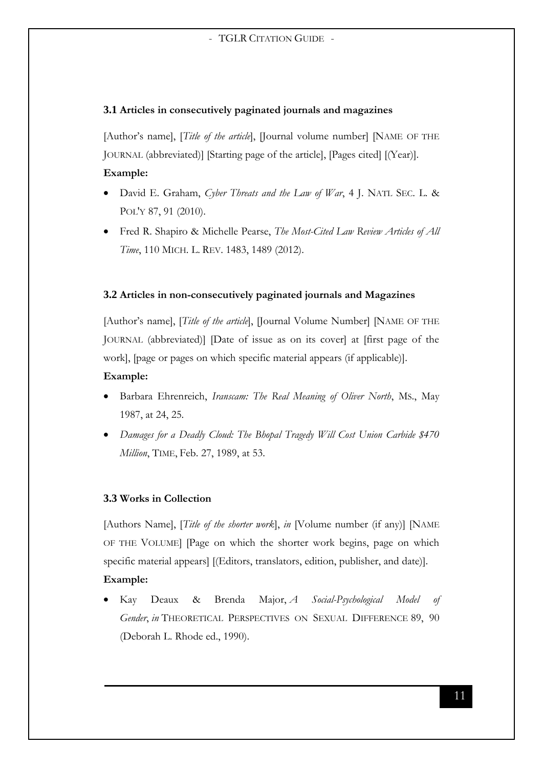### 3.1 Articles in consecutively paginated journals and magazines

[Author's name], [*Title of the article*], [Journal volume number] [NAME OF THE JOURNAL (abbreviated)] [Starting page of the article], [Pages cited] [(Year)].

**Example:**

- David E. Graham, *Cyber Threats and the Law of War*, 4 J. NATL SEC. L. & POL'Y 87, 91 (2010).
- Fred R. Shapiro & Michelle Pearse, *The Most-Cited Law Review Articles of All Time*, 110 MICH. L. REV. 1483, 1489 (2012).

### 3.2 Articles in non-consecutively paginated journals and Magazines

[Author's name], [*Title of the article*], [Journal Volume Number] [NAME OF THE JOURNAL (abbreviated)] [Date of issue as on its cover] at [first page of the work], [page or pages on which specific material appears (if applicable)].

**Example:**

- Barbara Ehrenreich, *Iranscam: The Real Meaning of Oliver North*, MS., May 1987, at 24, 25.
- *Damages for a Deadly Cloud: The Bhopal Tragedy Will Cost Union Carbide $470 Million*, TIME, Feb. 27, 1989, at 53.

### 3.3 Works in Collection

[Authors Name], [*Title of the shorter work*], *in* [Volume number (if any)] [NAME OF THE VOLUME] [Page on which the shorter work begins, page on which specific material appears] [(Editors, translators, edition, publisher, and date)].

**Example:**

- Kay Deaux & Brenda Major, *A Social-Psychological Model of Gender*, *in* THEORETICAL PERSPECTIVES ON SEXUAL DIFFERENCE 89, 90 (Deborah L. Rhode ed., 1990).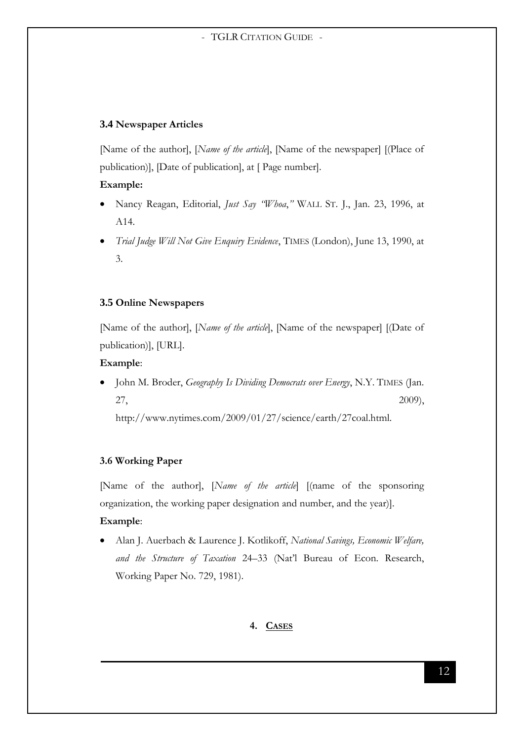### 3.4 Newspaper Articles

[Name of the author], [*Name of the article*], [Name of the newspaper] [(Place of publication)], [Date of publication], at [ Page number].

**Example:**

- Nancy Reagan, Editorial, *Just Say "Whoa*,*"* WALL ST. J., Jan. 23, 1996, at A14.
- *Trial Judge Will Not Give Enquiry Evidence*, TIMES (London), June 13, 1990, at 3.

### 3.5 Online Newspapers

[Name of the author], [*Name of the article*], [Name of the newspaper] [(Date of publication)], [URL].

**Example**:

- John M. Broder, *Geography Is Dividing Democrats over Energy*, N.Y. TIMES (Jan. 27, 2009), http://www.nytimes.com/2009/01/27/science/earth/27coal.html.

### 3.6 Working Paper

[Name of the author], [*Name of the article*] [(name of the sponsoring organization, the working paper designation and number, and the year)].

**Example**:

- Alan J. Auerbach & Laurence J. Kotlikoff, *National Savings, Economic Welfare, and the Structure of Taxation* 24–33 (Nat'l Bureau of Econ. Research, Working Paper No. 729, 1981).

## 4. CASES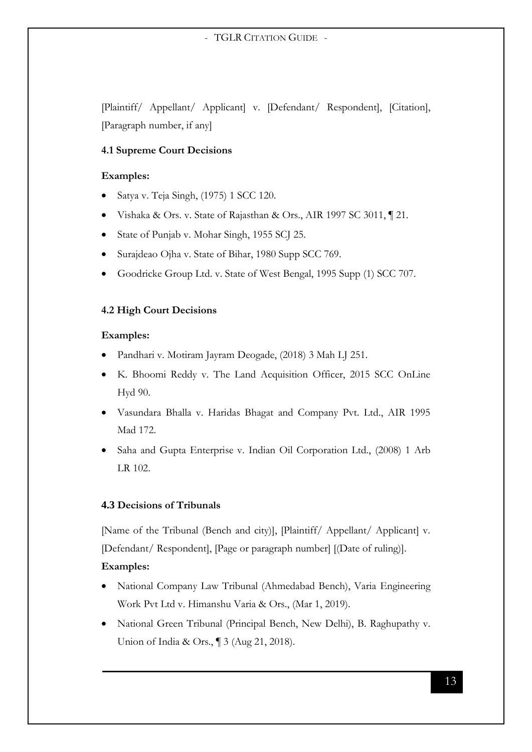[Plaintiff/ Appellant/ Applicant] v. [Defendant/ Respondent], [Citation], [Paragraph number, if any]

### 4.1 Supreme Court Decisions

**Examples:**

- Satya v. Teja Singh, (1975) 1 SCC 120.
- Vishaka & Ors. v. State of Rajasthan & Ors., AIR 1997 SC 3011, ¶ 21.
- State of Punjab v. Mohar Singh, 1955 SCJ 25.
- Surajdeao Ojha v. State of Bihar, 1980 Supp SCC 769.
- Goodricke Group Ltd. v. State of West Bengal, 1995 Supp (1) SCC 707.

### 4.2 High Court Decisions

**Examples:**

- Pandhari v. Motiram Jayram Deogade, (2018) 3 Mah LJ 251.
- K. Bhoomi Reddy v. The Land Acquisition Officer, 2015 SCC OnLine Hyd 90.
- Vasundara Bhalla v. Haridas Bhagat and Company Pvt. Ltd., AIR 1995 Mad 172.
- Saha and Gupta Enterprise v. Indian Oil Corporation Ltd., (2008) 1 Arb LR 102.

### 4.3 Decisions of Tribunals

[Name of the Tribunal (Bench and city)], [Plaintiff/ Appellant/ Applicant] v. [Defendant/ Respondent], [Page or paragraph number] [(Date of ruling)].

**Examples:**

- National Company Law Tribunal (Ahmedabad Bench), Varia Engineering Work Pvt Ltd v. Himanshu Varia & Ors., (Mar 1, 2019).
- National Green Tribunal (Principal Bench, New Delhi), B. Raghupathy v. Union of India & Ors., ¶ 3 (Aug 21, 2018).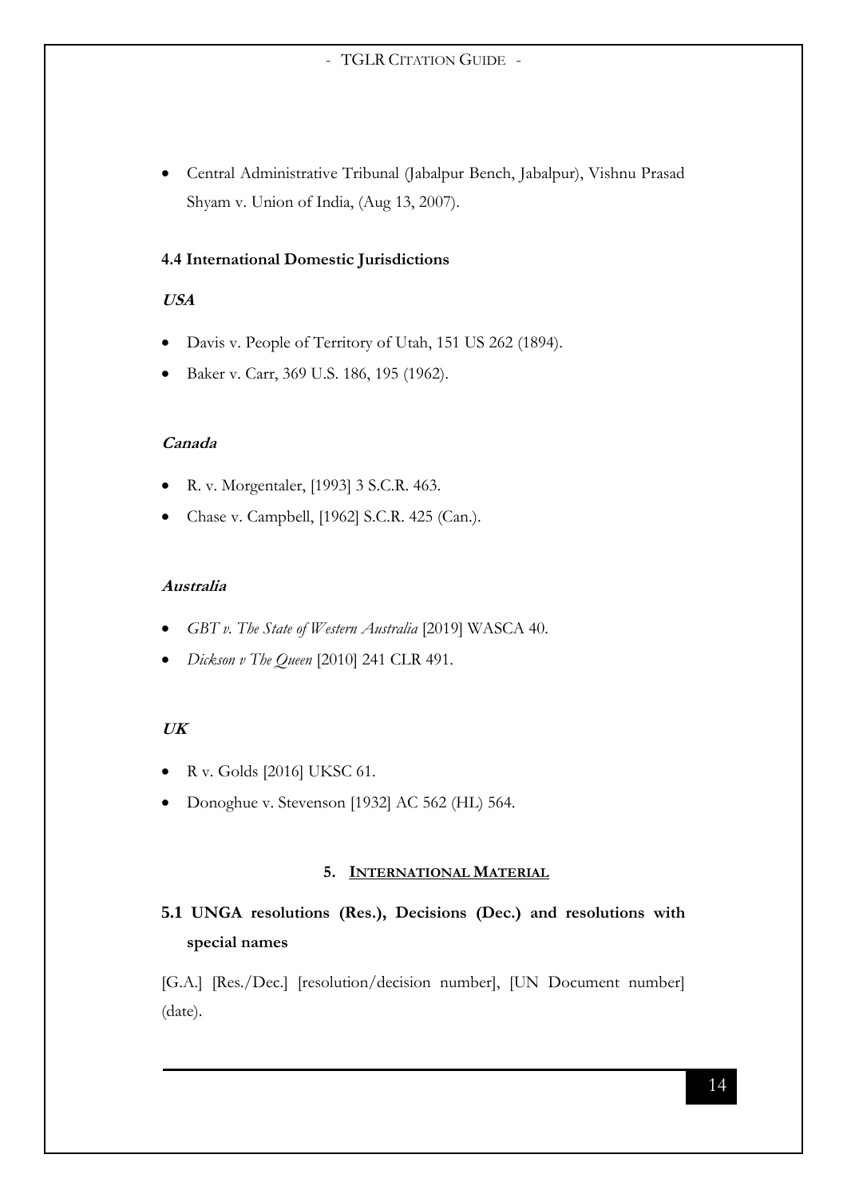- Central Administrative Tribunal (Jabalpur Bench, Jabalpur), Vishnu Prasad Shyam v. Union of India, (Aug 13, 2007).

### 4.4 International Domestic Jurisdictions

***USA***

- Davis v. People of Territory of Utah, 151 US 262 (1894).
- Baker v. Carr, 369 U.S. 186, 195 (1962).

***Canada***

- R. v. Morgentaler, [1993] 3 S.C.R. 463.
- Chase v. Campbell, [1962] S.C.R. 425 (Can.).

***Australia***

- *GBT v. The State of Western Australia* [2019] WASCA 40.
- *Dickson v The Queen* [2010] 241 CLR 491.

***UK***

- R v. Golds [2016] UKSC 61.
- Donoghue v. Stevenson [1932] AC 562 (HL) 564.

## 5. INTERNATIONAL MATERIAL

### 5.1 UNGA resolutions (Res.), Decisions (Dec.) and resolutions with special names

[G.A.] [Res./Dec.] [resolution/decision number], [UN Document number] (date).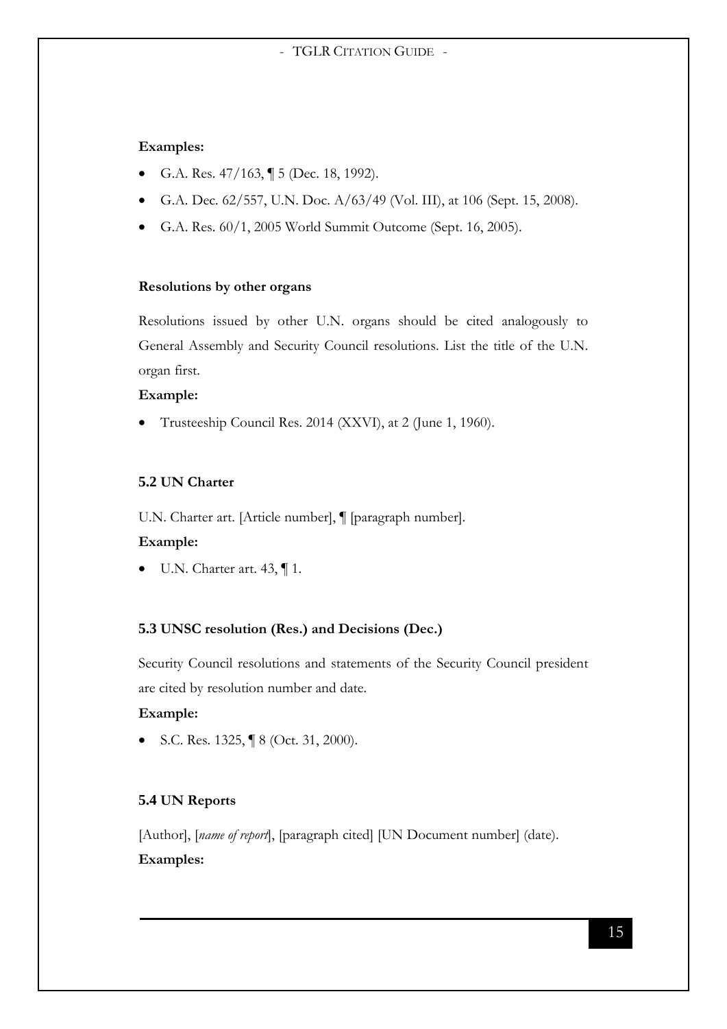**Examples:**

- G.A. Res. 47/163, ¶ 5 (Dec. 18, 1992).
- G.A. Dec. 62/557, U.N. Doc. A/63/49 (Vol. III), at 106 (Sept. 15, 2008).
- G.A. Res. 60/1, 2005 World Summit Outcome (Sept. 16, 2005).

**Resolutions by other organs**

Resolutions issued by other U.N. organs should be cited analogously to General Assembly and Security Council resolutions. List the title of the U.N. organ first.

**Example:**

- Trusteeship Council Res. 2014 (XXVI), at 2 (June 1, 1960).

### 5.2 UN Charter

U.N. Charter art. [Article number], ¶ [paragraph number].

**Example:**

- U.N. Charter art. 43, ¶ 1.

### 5.3 UNSC resolution (Res.) and Decisions (Dec.)

Security Council resolutions and statements of the Security Council president are cited by resolution number and date.

**Example:**

- S.C. Res. 1325, ¶ 8 (Oct. 31, 2000).

### 5.4 UN Reports

[Author], [*name of report*], [paragraph cited] [UN Document number] (date).

**Examples:**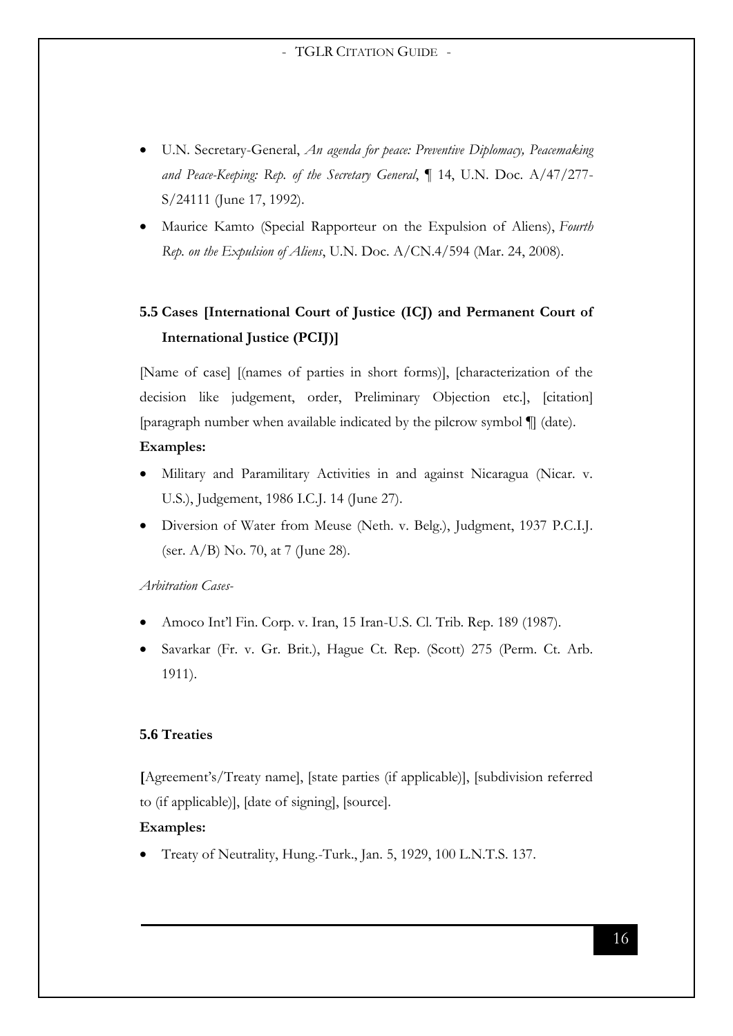- U.N. Secretary-General, *An agenda for peace: Preventive Diplomacy, Peacemaking and Peace-Keeping: Rep. of the Secretary General*, ¶ 14, U.N. Doc. A/47/277-S/24111 (June 17, 1992).
- Maurice Kamto (Special Rapporteur on the Expulsion of Aliens), *Fourth Rep. on the Expulsion of Aliens*, U.N. Doc. A/CN.4/594 (Mar. 24, 2008).

### 5.5 Cases [International Court of Justice (ICJ) and Permanent Court of International Justice (PCIJ)]

[Name of case] [(names of parties in short forms)], [characterization of the decision like judgement, order, Preliminary Objection etc.], [citation] [paragraph number when available indicated by the pilcrow symbol ¶] (date).

**Examples:**

- Military and Paramilitary Activities in and against Nicaragua (Nicar. v. U.S.), Judgement, 1986 I.C.J. 14 (June 27).
- Diversion of Water from Meuse (Neth. v. Belg.), Judgment, 1937 P.C.I.J. (ser. A/B) No. 70, at 7 (June 28).

*Arbitration Cases-*

- Amoco Int'l Fin. Corp. v. Iran, 15 Iran-U.S. Cl. Trib. Rep. 189 (1987).
- Savarkar (Fr. v. Gr. Brit.), Hague Ct. Rep. (Scott) 275 (Perm. Ct. Arb. 1911).

### 5.6 Treaties

**[**Agreement's/Treaty name], [state parties (if applicable)], [subdivision referred to (if applicable)], [date of signing], [source].

**Examples:**

- Treaty of Neutrality, Hung.-Turk., Jan. 5, 1929, 100 L.N.T.S. 137.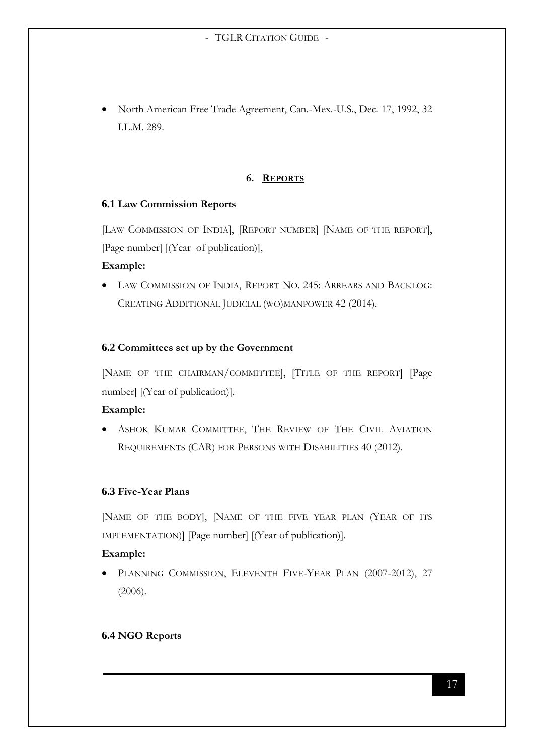- North American Free Trade Agreement, Can.-Mex.-U.S., Dec. 17, 1992, 32 I.L.M. 289.

## 6. REPORTS

### 6.1 Law Commission Reports

[LAW COMMISSION OF INDIA], [REPORT NUMBER] [NAME OF THE REPORT], [Page number] [(Year of publication)],

**Example:**

- LAW COMMISSION OF INDIA, REPORT NO. 245: ARREARS AND BACKLOG: CREATING ADDITIONAL JUDICIAL (WO)MANPOWER 42 (2014).

### 6.2 Committees set up by the Government

[NAME OF THE CHAIRMAN/COMMITTEE], [TITLE OF THE REPORT] [Page number] [(Year of publication)].

**Example:**

- ASHOK KUMAR COMMITTEE, THE REVIEW OF THE CIVIL AVIATION REQUIREMENTS (CAR) FOR PERSONS WITH DISABILITIES 40 (2012).

### 6.3 Five-Year Plans

[NAME OF THE BODY], [NAME OF THE FIVE YEAR PLAN (YEAR OF ITS IMPLEMENTATION)] [Page number] [(Year of publication)].

**Example:**

- PLANNING COMMISSION, ELEVENTH FIVE-YEAR PLAN (2007-2012), 27 (2006).

### 6.4 NGO Reports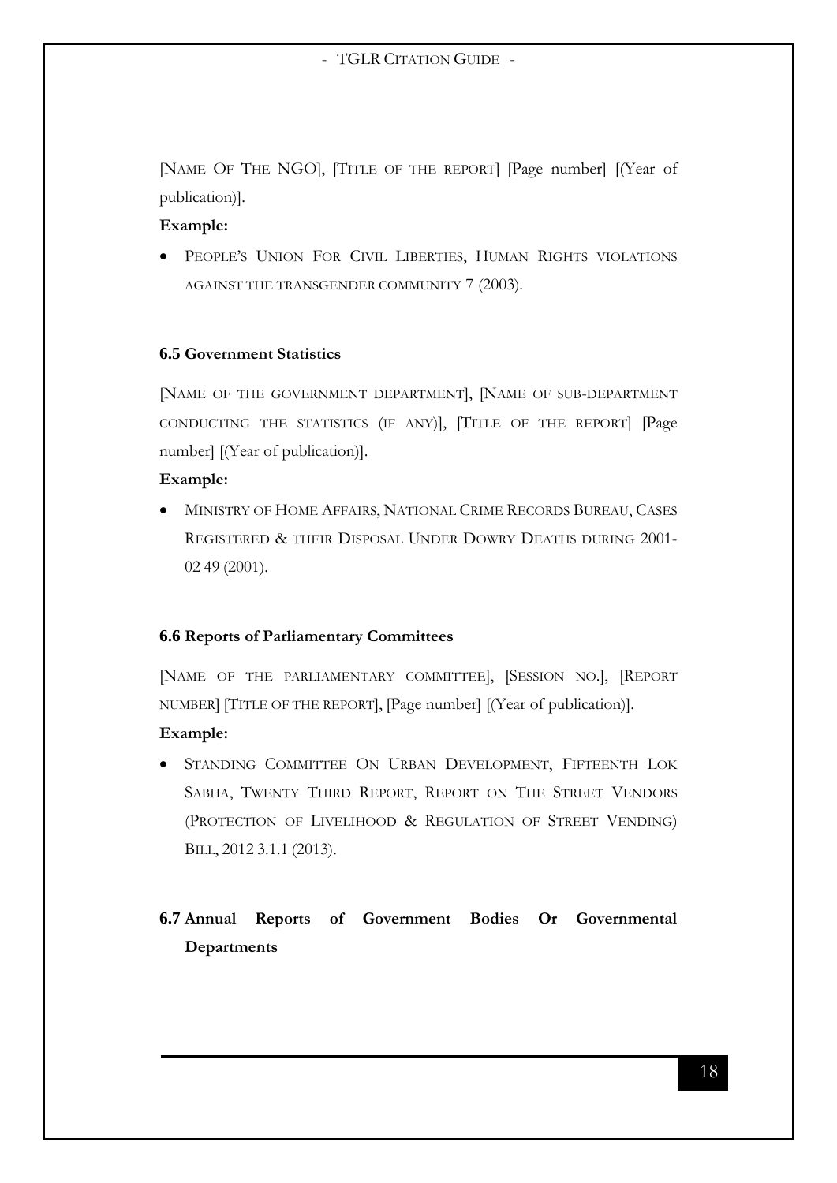[NAME OF THE NGO], [TITLE OF THE REPORT] [Page number] [(Year of publication)].

**Example:**

- PEOPLE'S UNION FOR CIVIL LIBERTIES, HUMAN RIGHTS VIOLATIONS AGAINST THE TRANSGENDER COMMUNITY 7 (2003).

#### 6.5 Government Statistics

[NAME OF THE GOVERNMENT DEPARTMENT], [NAME OF SUB-DEPARTMENT CONDUCTING THE STATISTICS (IF ANY)], [TITLE OF THE REPORT] [Page number] [(Year of publication)].

**Example:**

- MINISTRY OF HOME AFFAIRS, NATIONAL CRIME RECORDS BUREAU, CASES REGISTERED & THEIR DISPOSAL UNDER DOWRY DEATHS DURING 2001-02 49 (2001).

#### 6.6 Reports of Parliamentary Committees

[NAME OF THE PARLIAMENTARY COMMITTEE], [SESSION NO.], [REPORT NUMBER] [TITLE OF THE REPORT], [Page number] [(Year of publication)].

**Example:**

- STANDING COMMITTEE ON URBAN DEVELOPMENT, FIFTEENTH LOK SABHA, TWENTY THIRD REPORT, REPORT ON THE STREET VENDORS (PROTECTION OF LIVELIHOOD & REGULATION OF STREET VENDING) BILL, 2012 3.1.1 (2013).

### 6.7 Annual Reports of Government Bodies Or Governmental Departments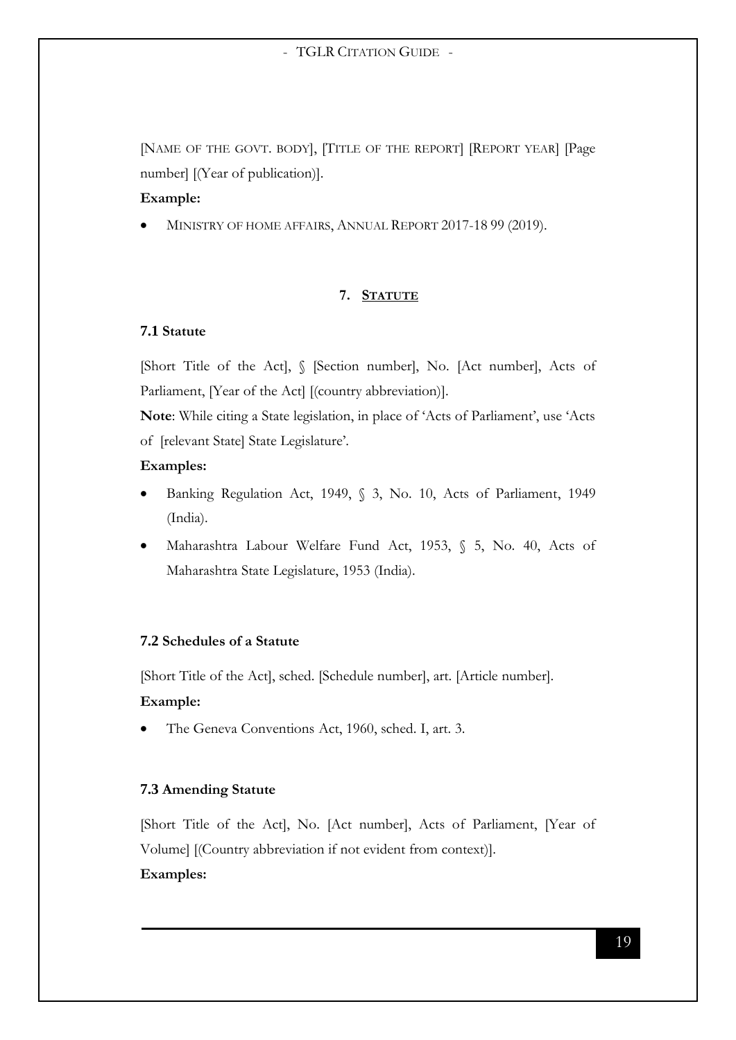[NAME OF THE GOVT. BODY], [TITLE OF THE REPORT] [REPORT YEAR] [Page number] [(Year of publication)].

**Example:**

- MINISTRY OF HOME AFFAIRS, ANNUAL REPORT 2017-18 99 (2019).

## 7. STATUTE

### 7.1 Statute

[Short Title of the Act], § [Section number], No. [Act number], Acts of Parliament, [Year of the Act] [(country abbreviation)].

**Note**: While citing a State legislation, in place of 'Acts of Parliament', use 'Acts of [relevant State] State Legislature'.

**Examples:**

- Banking Regulation Act, 1949, § 3, No. 10, Acts of Parliament, 1949 (India).
- Maharashtra Labour Welfare Fund Act, 1953, § 5, No. 40, Acts of Maharashtra State Legislature, 1953 (India).

### 7.2 Schedules of a Statute

[Short Title of the Act], sched. [Schedule number], art. [Article number].

**Example:**

- The Geneva Conventions Act, 1960, sched. I, art. 3.

### 7.3 Amending Statute

[Short Title of the Act], No. [Act number], Acts of Parliament, [Year of Volume] [(Country abbreviation if not evident from context)].

**Examples:**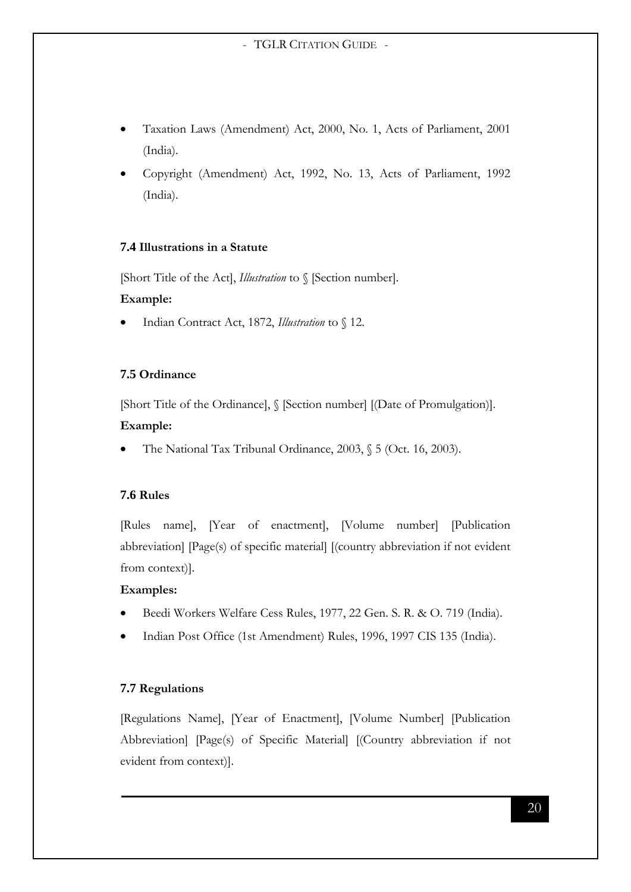- Taxation Laws (Amendment) Act, 2000, No. 1, Acts of Parliament, 2001 (India).
- Copyright (Amendment) Act, 1992, No. 13, Acts of Parliament, 1992 (India).

### 7.4 Illustrations in a Statute

[Short Title of the Act], *Illustration* to § [Section number].

**Example:**

- Indian Contract Act, 1872, *Illustration* to § 12.

### 7.5 Ordinance

[Short Title of the Ordinance], § [Section number] [(Date of Promulgation)].

**Example:**

- The National Tax Tribunal Ordinance, 2003, § 5 (Oct. 16, 2003).

### 7.6 Rules

[Rules name], [Year of enactment], [Volume number] [Publication abbreviation] [Page(s) of specific material] [(country abbreviation if not evident from context)].

**Examples:**

- Beedi Workers Welfare Cess Rules, 1977, 22 Gen. S. R. & O. 719 (India).
- Indian Post Office (1st Amendment) Rules, 1996, 1997 CIS 135 (India).

### 7.7 Regulations

[Regulations Name], [Year of Enactment], [Volume Number] [Publication Abbreviation] [Page(s) of Specific Material] [(Country abbreviation if not evident from context)].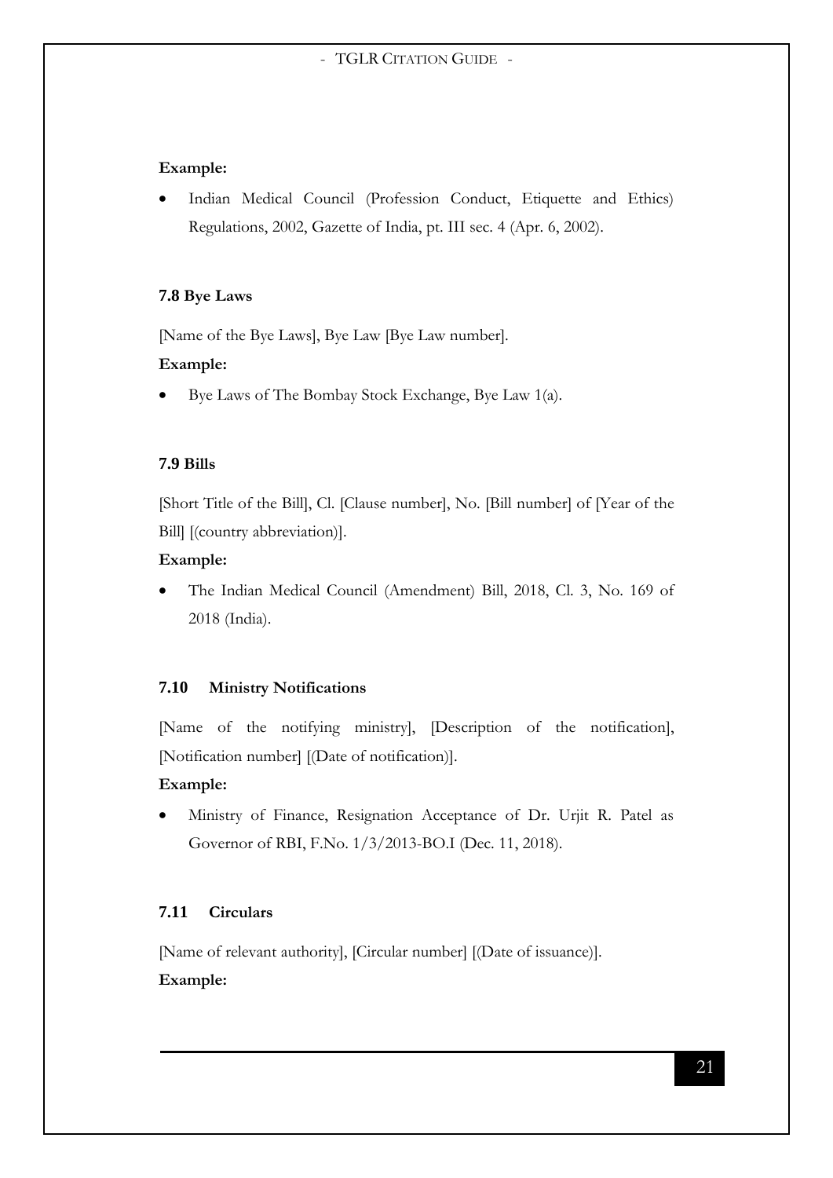**Example:**

- Indian Medical Council (Profession Conduct, Etiquette and Ethics) Regulations, 2002, Gazette of India, pt. III sec. 4 (Apr. 6, 2002).

### 7.8 Bye Laws

[Name of the Bye Laws], Bye Law [Bye Law number].

**Example:**

- Bye Laws of The Bombay Stock Exchange, Bye Law 1(a).

### 7.9 Bills

[Short Title of the Bill], Cl. [Clause number], No. [Bill number] of [Year of the Bill] [(country abbreviation)].

**Example:**

- The Indian Medical Council (Amendment) Bill, 2018, Cl. 3, No. 169 of 2018 (India).

### 7.10 Ministry Notifications

[Name of the notifying ministry], [Description of the notification], [Notification number] [(Date of notification)].

**Example:**

- Ministry of Finance, Resignation Acceptance of Dr. Urjit R. Patel as Governor of RBI, F.No. 1/3/2013-BO.I (Dec. 11, 2018).

### 7.11 Circulars

[Name of relevant authority], [Circular number] [(Date of issuance)].

**Example:**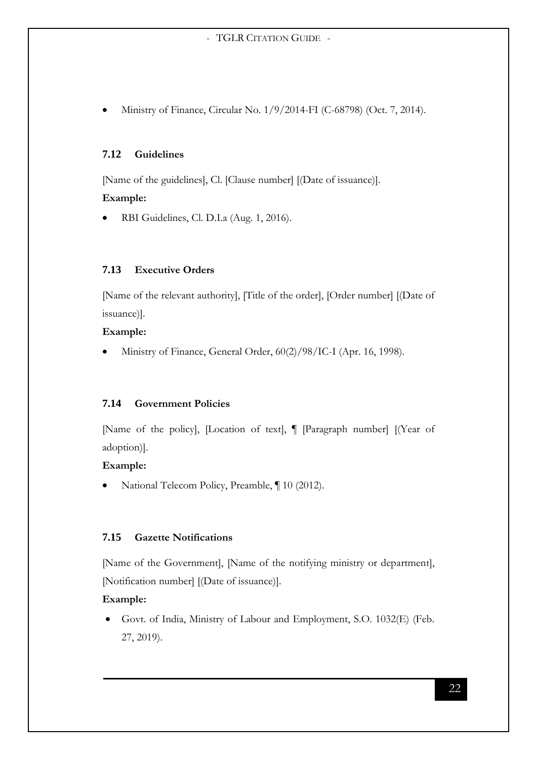- Ministry of Finance, Circular No. 1/9/2014-FI (C-68798) (Oct. 7, 2014).

### 7.12 Guidelines

[Name of the guidelines], Cl. [Clause number] [(Date of issuance)].

**Example:**

- RBI Guidelines, Cl. D.I.a (Aug. 1, 2016).

### 7.13 Executive Orders

[Name of the relevant authority], [Title of the order], [Order number] [(Date of issuance)].

**Example:**

- Ministry of Finance, General Order, 60(2)/98/IC-I (Apr. 16, 1998).

### 7.14 Government Policies

[Name of the policy], [Location of text], ¶ [Paragraph number] [(Year of adoption)].

**Example:**

- National Telecom Policy, Preamble, ¶ 10 (2012).

### 7.15 Gazette Notifications

[Name of the Government], [Name of the notifying ministry or department], [Notification number] [(Date of issuance)].

**Example:**

- Govt. of India, Ministry of Labour and Employment, S.O. 1032(E) (Feb. 27, 2019).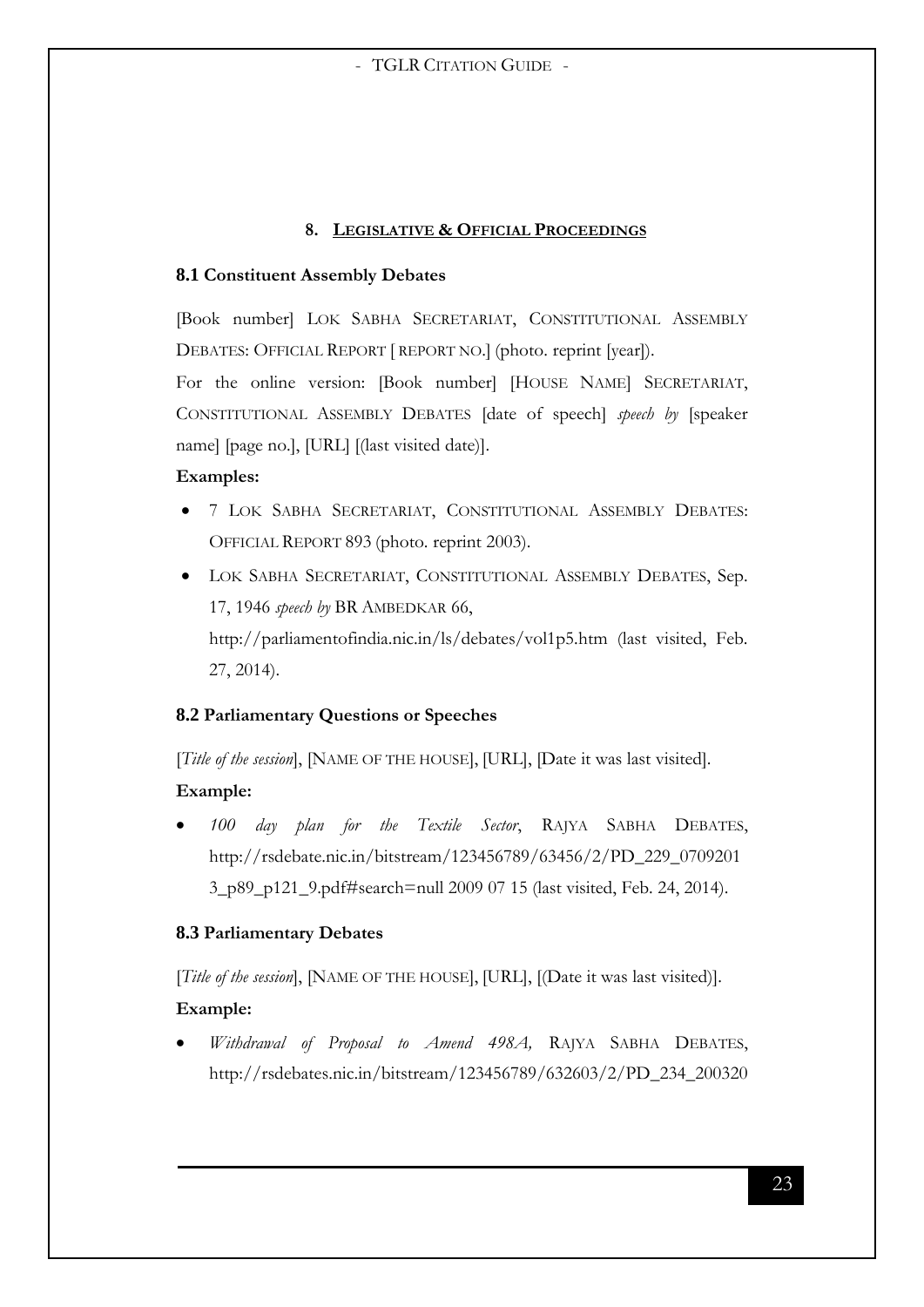## 8. LEGISLATIVE & OFFICIAL PROCEEDINGS

### 8.1 Constituent Assembly Debates

[Book number] LOK SABHA SECRETARIAT, CONSTITUTIONAL ASSEMBLY DEBATES: OFFICIAL REPORT [ REPORT NO.] (photo. reprint [year]).

For the online version: [Book number] [HOUSE NAME] SECRETARIAT, CONSTITUTIONAL ASSEMBLY DEBATES [date of speech] *speech by* [speaker name] [page no.], [URL] [(last visited date)].

**Examples:**

- 7 LOK SABHA SECRETARIAT, CONSTITUTIONAL ASSEMBLY DEBATES: OFFICIAL REPORT 893 (photo. reprint 2003).
- LOK SABHA SECRETARIAT, CONSTITUTIONAL ASSEMBLY DEBATES, Sep. 17, 1946 *speech by* BR AMBEDKAR 66, http://parliamentofindia.nic.in/ls/debates/vol1p5.htm (last visited, Feb. 27, 2014).

### 8.2 Parliamentary Questions or Speeches

[*Title of the session*], [NAME OF THE HOUSE], [URL], [Date it was last visited].

**Example:**

- *100 day plan for the Textile Sector*, RAJYA SABHA DEBATES, http://rsdebate.nic.in/bitstream/123456789/63456/2/PD_229_07092013_p89_p121_9.pdf#search=null 2009 07 15 (last visited, Feb. 24, 2014).

### 8.3 Parliamentary Debates

[*Title of the session*], [NAME OF THE HOUSE], [URL], [(Date it was last visited)].

**Example:**

- *Withdrawal of Proposal to Amend 498A,* RAJYA SABHA DEBATES, http://rsdebates.nic.in/bitstream/123456789/632603/2/PD_234_200320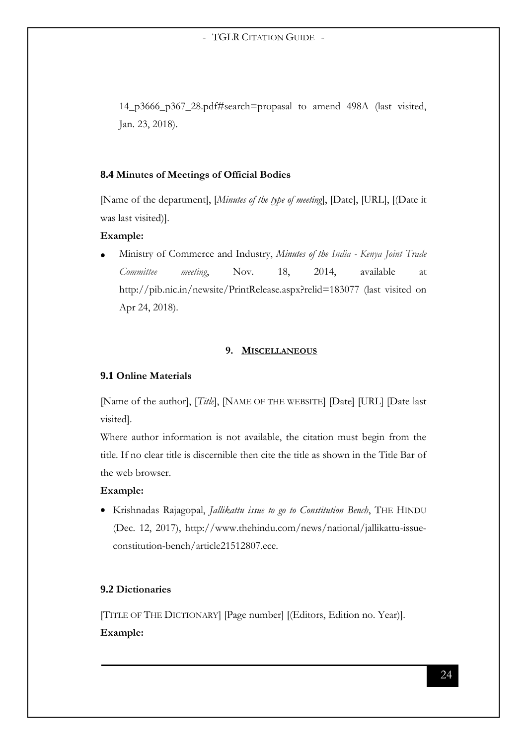14_p3666_p367_28.pdf#search=propasal to amend 498A (last visited, Jan. 23, 2018).

### 8.4 Minutes of Meetings of Official Bodies

[Name of the department], [*Minutes of the type of meeting*], [Date], [URL], [(Date it was last visited)].

**Example:**

- Ministry of Commerce and Industry, *Minutes of the India - Kenya Joint Trade Committee meeting*, Nov. 18, 2014, available at http://pib.nic.in/newsite/PrintRelease.aspx?relid=183077 (last visited on Apr 24, 2018).

## 9. MISCELLANEOUS

### 9.1 Online Materials

[Name of the author], [*Title*], [NAME OF THE WEBSITE] [Date] [URL] [Date last visited].

Where author information is not available, the citation must begin from the title. If no clear title is discernible then cite the title as shown in the Title Bar of the web browser.

**Example:**

- Krishnadas Rajagopal, *Jallikattu issue to go to Constitution Bench*, THE HINDU (Dec. 12, 2017), http://www.thehindu.com/news/national/jallikattu-issue-constitution-bench/article21512807.ece.

### 9.2 Dictionaries

[TITLE OF THE DICTIONARY] [Page number] [(Editors, Edition no. Year)].

**Example:**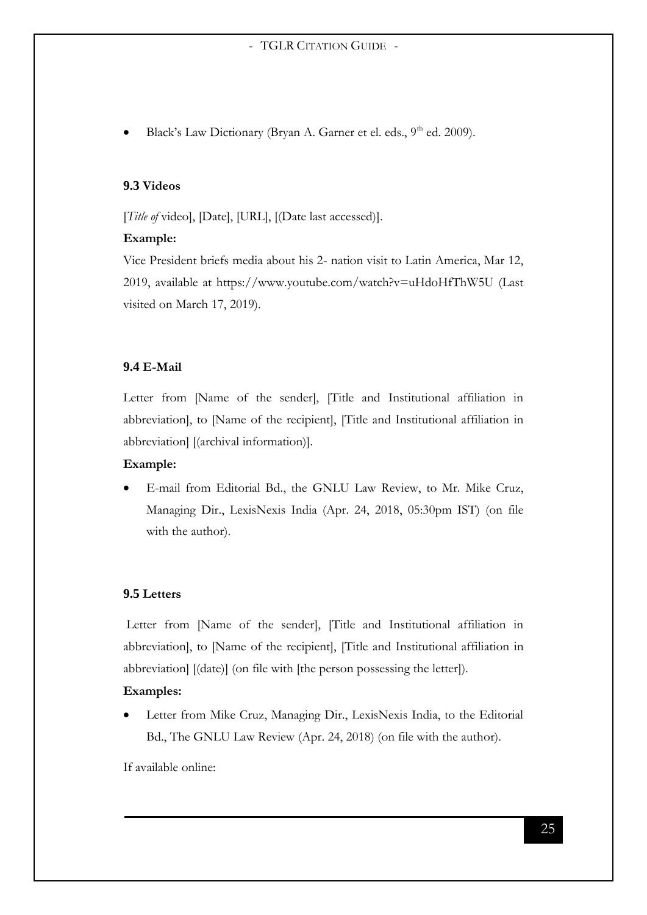- Black's Law Dictionary (Bryan A. Garner et el. eds., 9th ed. 2009).

### 9.3 Videos

[*Title of* video], [Date], [URL], [(Date last accessed)].

**Example:**

Vice President briefs media about his 2- nation visit to Latin America, Mar 12, 2019, available at https://www.youtube.com/watch?v=uHdoHfThW5U (Last visited on March 17, 2019).

### 9.4 E-Mail

Letter from [Name of the sender], [Title and Institutional affiliation in abbreviation], to [Name of the recipient], [Title and Institutional affiliation in abbreviation] [(archival information)].

**Example:**

- E-mail from Editorial Bd., the GNLU Law Review, to Mr. Mike Cruz, Managing Dir., LexisNexis India (Apr. 24, 2018, 05:30pm IST) (on file with the author).

### 9.5 Letters

Letter from [Name of the sender], [Title and Institutional affiliation in abbreviation], to [Name of the recipient], [Title and Institutional affiliation in abbreviation] [(date)] (on file with [the person possessing the letter]).

**Examples:**

- Letter from Mike Cruz, Managing Dir., LexisNexis India, to the Editorial Bd., The GNLU Law Review (Apr. 24, 2018) (on file with the author).

If available online: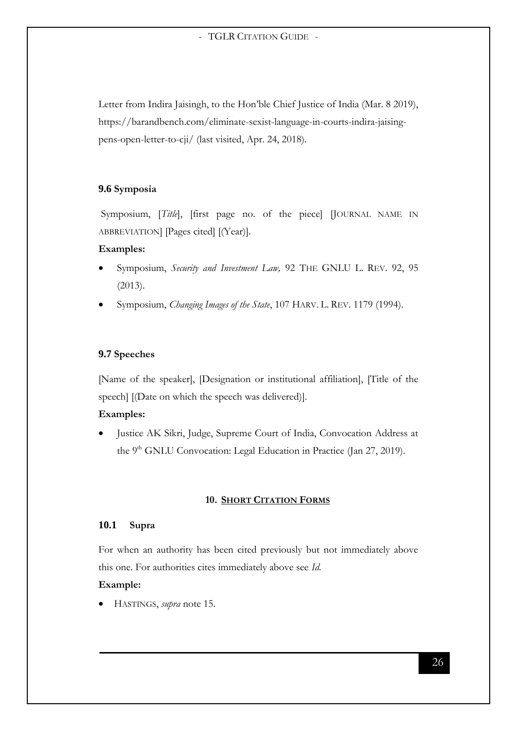Letter from Indira Jaisingh, to the Hon'ble Chief Justice of India (Mar. 8 2019), https://barandbench.com/eliminate-sexist-language-in-courts-indira-jaising-pens-open-letter-to-cji/ (last visited, Apr. 24, 2018).

### 9.6 Symposia

Symposium, [*Title*], [first page no. of the piece] [JOURNAL NAME IN ABBREVIATION] [Pages cited] [(Year)].

**Examples:**

- Symposium, *Security and Investment Law,* 92 THE GNLU L. REV. 92, 95 (2013).
- Symposium, *Changing Images of the State*, 107 HARV. L. REV. 1179 (1994).

### 9.7 Speeches

[Name of the speaker], [Designation or institutional affiliation], [Title of the speech] [(Date on which the speech was delivered)].

**Examples:**

- Justice AK Sikri, Judge, Supreme Court of India, Convocation Address at the 9th GNLU Convocation: Legal Education in Practice (Jan 27, 2019).

## 10. SHORT CITATION FORMS

### 10.1 Supra

For when an authority has been cited previously but not immediately above this one. For authorities cites immediately above see *Id.*

**Example:**

- HASTINGS, *supra* note 15.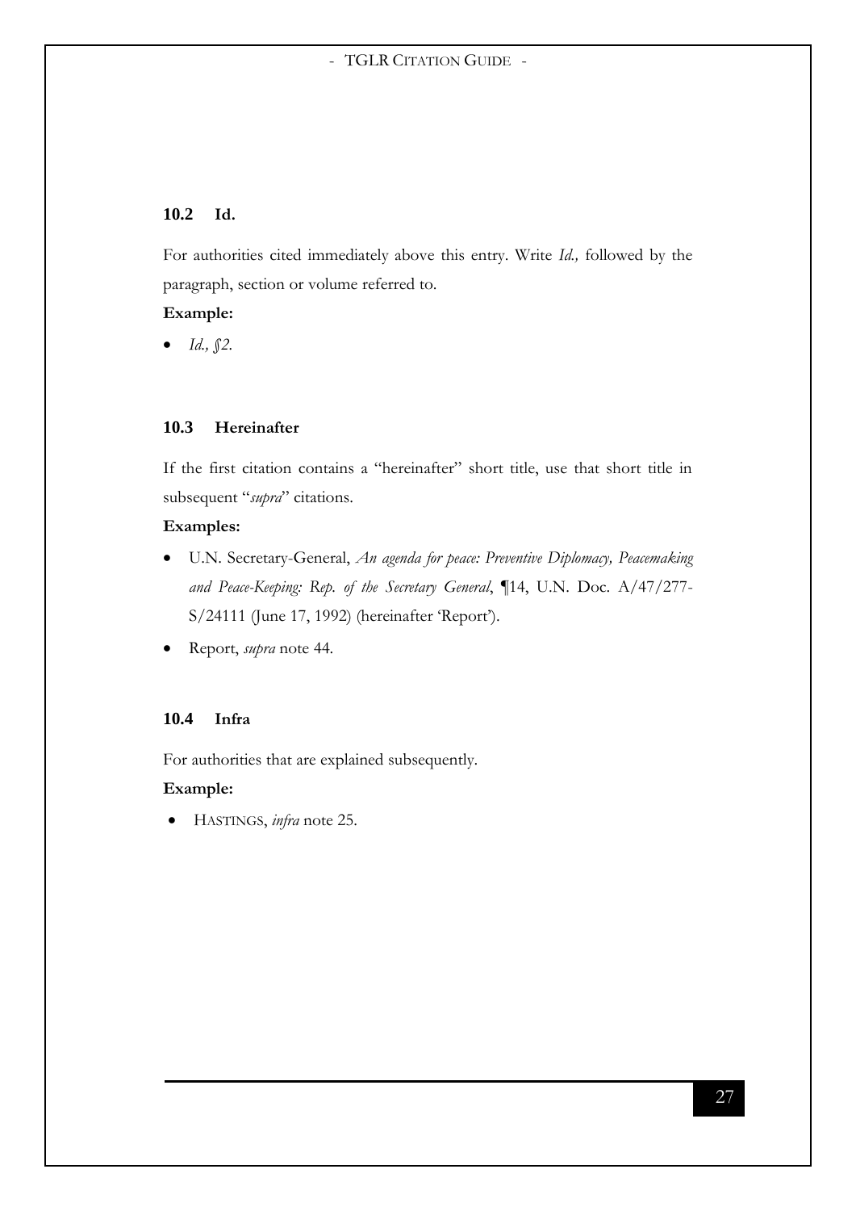### 10.2 Id.

For authorities cited immediately above this entry. Write *Id.,* followed by the paragraph, section or volume referred to.

**Example:**

- *Id., §2.*

### 10.3 Hereinafter

If the first citation contains a "hereinafter" short title, use that short title in subsequent "*supra*" citations.

**Examples:**

- U.N. Secretary-General, *An agenda for peace: Preventive Diplomacy, Peacemaking and Peace-Keeping: Rep. of the Secretary General*, ¶14, U.N. Doc. A/47/277-S/24111 (June 17, 1992) (hereinafter 'Report').
- Report, *supra* note 44.

### 10.4 Infra

For authorities that are explained subsequently.

**Example:**

- HASTINGS, *infra* note 25.